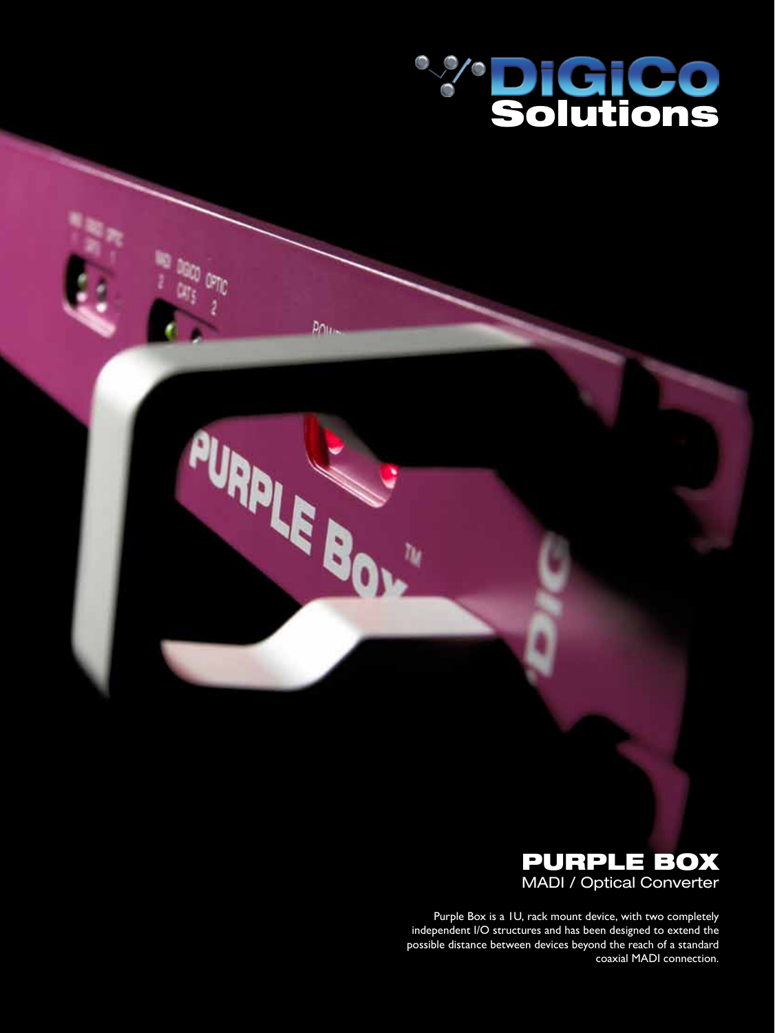# DiGiCo Solutions

## PURPLE BOX

MADI / Optical Converter

Purple Box is a 1U, rack mount device, with two completely independent I/O structures and has been designed to extend the possible distance between devices beyond the reach of a standard coaxial MADI connection.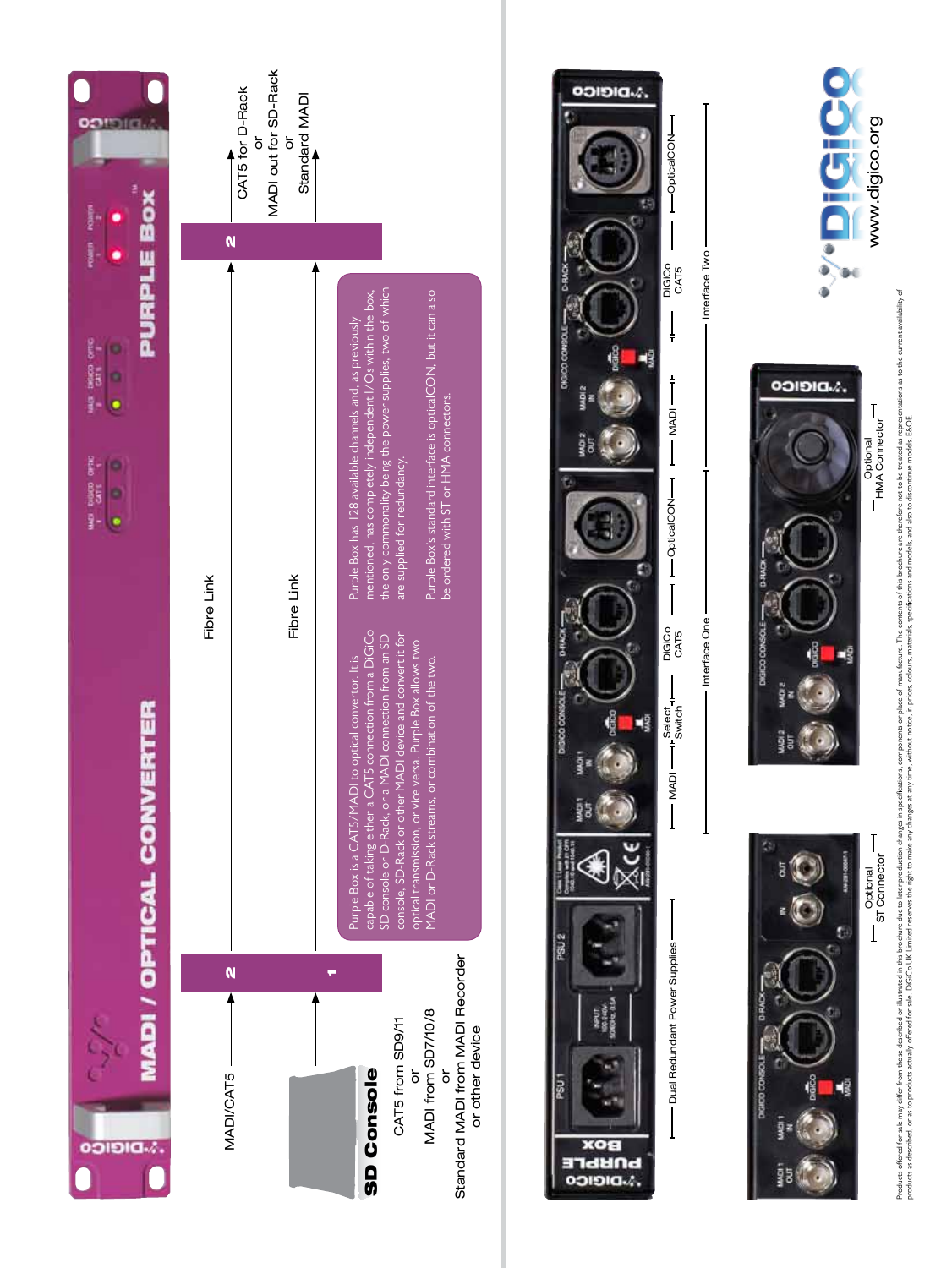## MADI / OPTICAL CONVERTER

## PURPLE Box

SD Console

CAT5 from SD9/11
or
MADI from SD7/10/8
or
Standard MADI from MADI Recorder
or other device

MADI/CAT5

Fibre Link

Fibre Link

CAT5 for D-Rack
or
MADI out for SD-Rack
or
Standard MADI

Purple Box is a CAT5/MADI to optical convertor. It is capable of taking either a CAT5 connection from a DiGiCo SD console or D-Rack, or a MADI connection from an SD console, SD-Rack or other MADI device and convert it for optical transmission, or vice versa. Purple Box allows two MADI or D-Rack streams, or combination of the two.

Purple Box has 128 available channels and, as previously mentioned, has completely independent I/Os within the box, the only commonality being the power supplies, two of which are supplied for redundancy.

Purple Box's standard interface is opticalCON, but it can also be ordered with ST or HMA connectors.

Dual Redundant Power Supplies

MADI

Select Switch

DiGiCo CAT5

OpticalCON

Interface One

MADI

DiGiCo CAT5

OpticalCON

Interface Two

Optional ST Connector

Optional HMA Connector

www.digico.org

Products offered for sale may differ from those described or illustrated in this brochure due to later production changes in specifications, components or place of manufacture. The contents of this brochure are therefore not to be treated as representations as to the current availability of products as described, or as to products actually offered for sale. DiGiCo UK Limited reserves the right to make any changes at any time, without notice, in prices, colours, materials, specifications and models, and also to discontinue models. E&OE